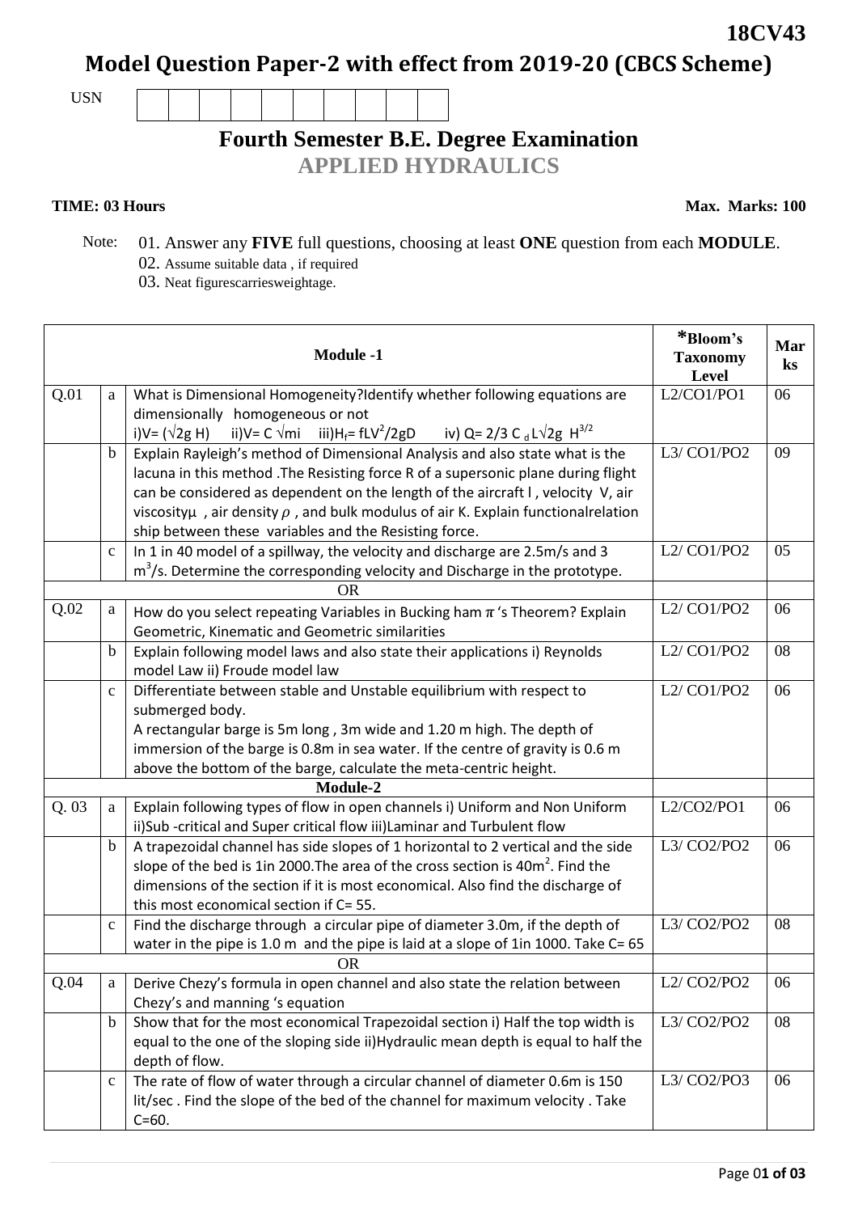**18CV43**

# Model Question Paper-2 with effect from 2019-20 (CBCS Scheme)

USN | | | | | | | | | | |

## Fourth Semester B.E. Degree Examination

## APPLIED HYDRAULICS

**TIME: 03 Hours** **Max. Marks: 100**

Note: 01. Answer any **FIVE** full questions, choosing at least **ONE** question from each **MODULE**.
02. Assume suitable data , if required
03. Neat figurescarriesweightage.

| | | **Module -1** | ***Bloom's Taxonomy Level** | **Marks** |
|---|---|---|---|---|
| Q.01 | a | What is Dimensional Homogeneity?Identify whether following equations are dimensionally homogeneous or not i)$V= (\sqrt{2g\ H})$ ii)$V= C\ \sqrt{mi}$ iii)$H_f= fLV^2/2gD$ iv) $Q= 2/3\ C_d L\sqrt{2g}\ H^{3/2}$ | L2/CO1/PO1 | 06 |
| | b | Explain Rayleigh's method of Dimensional Analysis and also state what is the lacuna in this method .The Resisting force R of a supersonic plane during flight can be considered as dependent on the length of the aircraft l , velocity V, air viscosity$\mu$ , air density $\rho$ , and bulk modulus of air K. Explain functionalrelation ship between these variables and the Resisting force. | L3/ CO1/PO2 | 09 |
| | c | In 1 in 40 model of a spillway, the velocity and discharge are 2.5m/s and 3 $m^3$/s. Determine the corresponding velocity and Discharge in the prototype. | L2/ CO1/PO2 | 05 |
| | | OR | | |
| Q.02 | a | How do you select repeating Variables in Bucking ham $\pi$ 's Theorem? Explain Geometric, Kinematic and Geometric similarities | L2/ CO1/PO2 | 06 |
| | b | Explain following model laws and also state their applications i) Reynolds model Law ii) Froude model law | L2/ CO1/PO2 | 08 |
| | c | Differentiate between stable and Unstable equilibrium with respect to submerged body. A rectangular barge is 5m long , 3m wide and 1.20 m high. The depth of immersion of the barge is 0.8m in sea water. If the centre of gravity is 0.6 m above the bottom of the barge, calculate the meta-centric height. | L2/ CO1/PO2 | 06 |
| | | **Module-2** | | |
| Q. 03 | a | Explain following types of flow in open channels i) Uniform and Non Uniform ii)Sub -critical and Super critical flow iii)Laminar and Turbulent flow | L2/CO2/PO1 | 06 |
| | b | A trapezoidal channel has side slopes of 1 horizontal to 2 vertical and the side slope of the bed is 1in 2000.The area of the cross section is 40$m^2$. Find the dimensions of the section if it is most economical. Also find the discharge of this most economical section if C= 55. | L3/ CO2/PO2 | 06 |
| | c | Find the discharge through a circular pipe of diameter 3.0m, if the depth of water in the pipe is 1.0 m and the pipe is laid at a slope of 1in 1000. Take C= 65 | L3/ CO2/PO2 | 08 |
| | | OR | | |
| Q.04 | a | Derive Chezy's formula in open channel and also state the relation between Chezy's and manning 's equation | L2/ CO2/PO2 | 06 |
| | b | Show that for the most economical Trapezoidal section i) Half the top width is equal to the one of the sloping side ii)Hydraulic mean depth is equal to half the depth of flow. | L3/ CO2/PO2 | 08 |
| | c | The rate of flow of water through a circular channel of diameter 0.6m is 150 lit/sec . Find the slope of the bed of the channel for maximum velocity . Take C=60. | L3/ CO2/PO3 | 06 |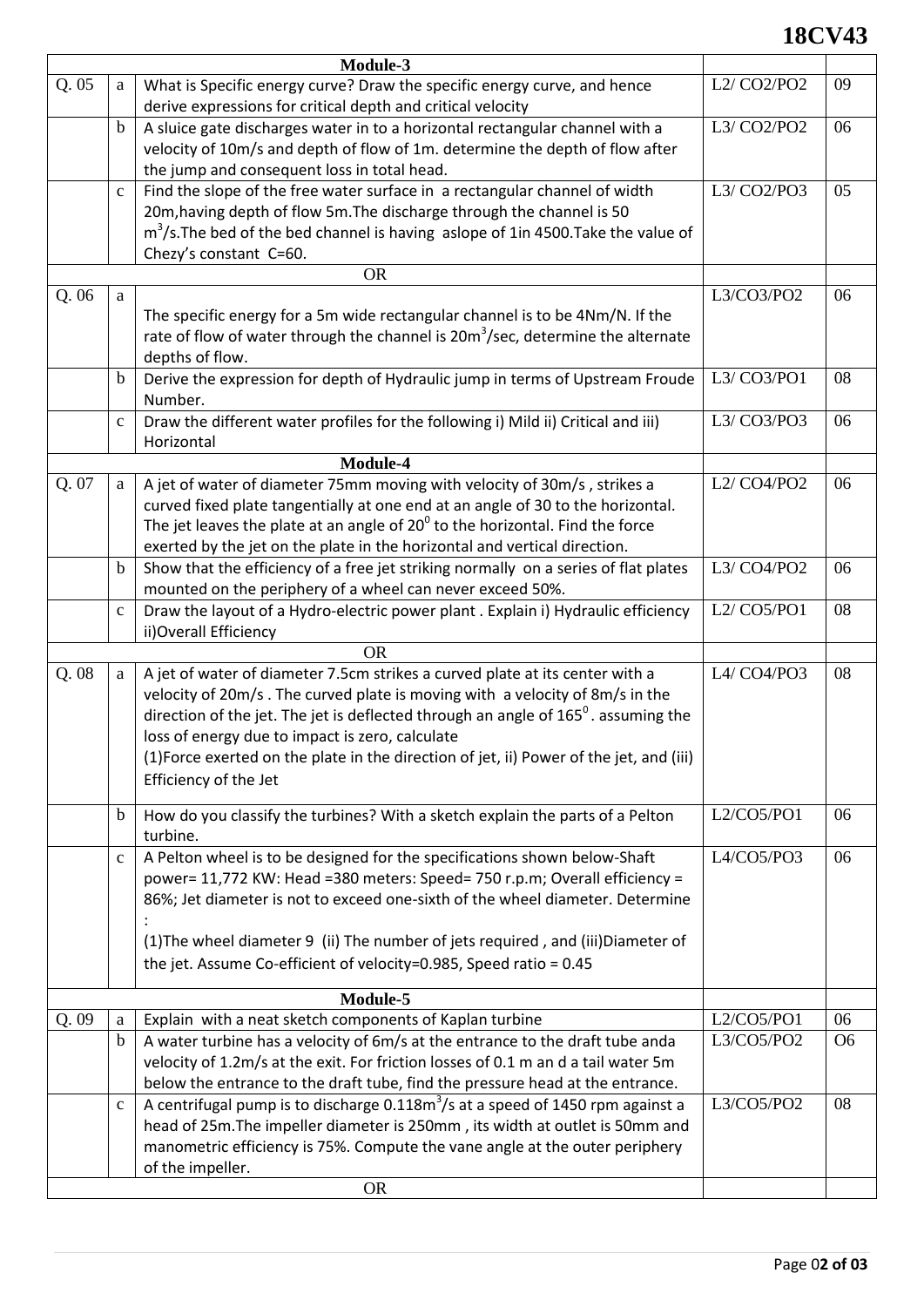| | | Module-3 | | |
|---|---|---|---|---|
| Q. 05 | a | What is Specific energy curve? Draw the specific energy curve, and hence derive expressions for critical depth and critical velocity | L2/ CO2/PO2 | 09 |
| | b | A sluice gate discharges water in to a horizontal rectangular channel with a velocity of 10m/s and depth of flow of 1m. determine the depth of flow after the jump and consequent loss in total head. | L3/ CO2/PO2 | 06 |
| | c | Find the slope of the free water surface in a rectangular channel of width 20m,having depth of flow 5m.The discharge through the channel is 50 $m^3$/s.The bed of the bed channel is having aslope of 1in 4500.Take the value of Chezy's constant C=60. | L3/ CO2/PO3 | 05 |
| | | OR | | |
| Q. 06 | a | The specific energy for a 5m wide rectangular channel is to be 4Nm/N. If the rate of flow of water through the channel is 20$m^3$/sec, determine the alternate depths of flow. | L3/CO3/PO2 | 06 |
| | b | Derive the expression for depth of Hydraulic jump in terms of Upstream Froude Number. | L3/ CO3/PO1 | 08 |
| | c | Draw the different water profiles for the following i) Mild ii) Critical and iii) Horizontal | L3/ CO3/PO3 | 06 |
| | | Module-4 | | |
| Q. 07 | a | A jet of water of diameter 75mm moving with velocity of 30m/s , strikes a curved fixed plate tangentially at one end at an angle of 30 to the horizontal. The jet leaves the plate at an angle of $20^0$ to the horizontal. Find the force exerted by the jet on the plate in the horizontal and vertical direction. | L2/ CO4/PO2 | 06 |
| | b | Show that the efficiency of a free jet striking normally on a series of flat plates mounted on the periphery of a wheel can never exceed 50%. | L3/ CO4/PO2 | 06 |
| | c | Draw the layout of a Hydro-electric power plant . Explain i) Hydraulic efficiency ii)Overall Efficiency | L2/ CO5/PO1 | 08 |
| | | OR | | |
| Q. 08 | a | A jet of water of diameter 7.5cm strikes a curved plate at its center with a velocity of 20m/s . The curved plate is moving with a velocity of 8m/s in the direction of the jet. The jet is deflected through an angle of $165^0$ . assuming the loss of energy due to impact is zero, calculate (1)Force exerted on the plate in the direction of jet, ii) Power of the jet, and (iii) Efficiency of the Jet | L4/ CO4/PO3 | 08 |
| | b | How do you classify the turbines? With a sketch explain the parts of a Pelton turbine. | L2/CO5/PO1 | 06 |
| | c | A Pelton wheel is to be designed for the specifications shown below-Shaft power= 11,772 KW: Head =380 meters: Speed= 750 r.p.m; Overall efficiency = 86%; Jet diameter is not to exceed one-sixth of the wheel diameter. Determine : (1)The wheel diameter 9 (ii) The number of jets required , and (iii)Diameter of the jet. Assume Co-efficient of velocity=0.985, Speed ratio = 0.45 | L4/CO5/PO3 | 06 |
| | | Module-5 | | |
| Q. 09 | a | Explain with a neat sketch components of Kaplan turbine | L2/CO5/PO1 | 06 |
| | b | A water turbine has a velocity of 6m/s at the entrance to the draft tube anda velocity of 1.2m/s at the exit. For friction losses of 0.1 m an d a tail water 5m below the entrance to the draft tube, find the pressure head at the entrance. | L3/CO5/PO2 | O6 |
| | c | A centrifugal pump is to discharge 0.118$m^3$/s at a speed of 1450 rpm against a head of 25m.The impeller diameter is 250mm , its width at outlet is 50mm and manometric efficiency is 75%. Compute the vane angle at the outer periphery of the impeller. | L3/CO5/PO2 | 08 |
| | | OR | | |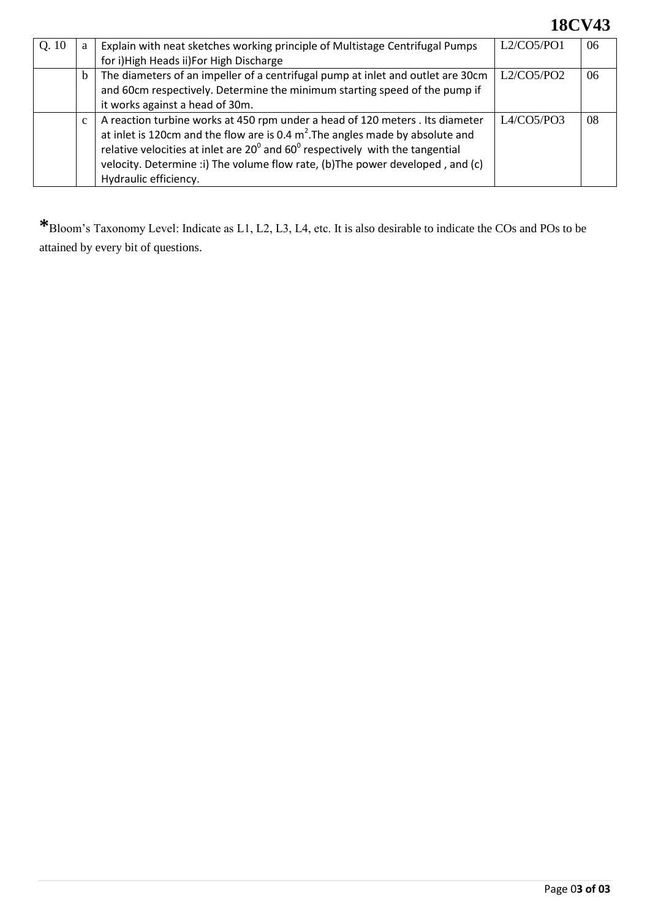| | | | | |
|---|---|---|---|---|
| Q. 10 | a | Explain with neat sketches working principle of Multistage Centrifugal Pumps for i)High Heads ii)For High Discharge | L2/CO5/PO1 | 06 |
| | b | The diameters of an impeller of a centrifugal pump at inlet and outlet are 30cm and 60cm respectively. Determine the minimum starting speed of the pump if it works against a head of 30m. | L2/CO5/PO2 | 06 |
| | c | A reaction turbine works at 450 rpm under a head of 120 meters . Its diameter at inlet is 120cm and the flow are is 0.4 $m^2$.The angles made by absolute and relative velocities at inlet are $20^0$ and $60^0$ respectively with the tangential velocity. Determine :i) The volume flow rate, (b)The power developed , and (c) Hydraulic efficiency. | L4/CO5/PO3 | 08 |

*Bloom's Taxonomy Level: Indicate as L1, L2, L3, L4, etc. It is also desirable to indicate the COs and POs to be attained by every bit of questions.